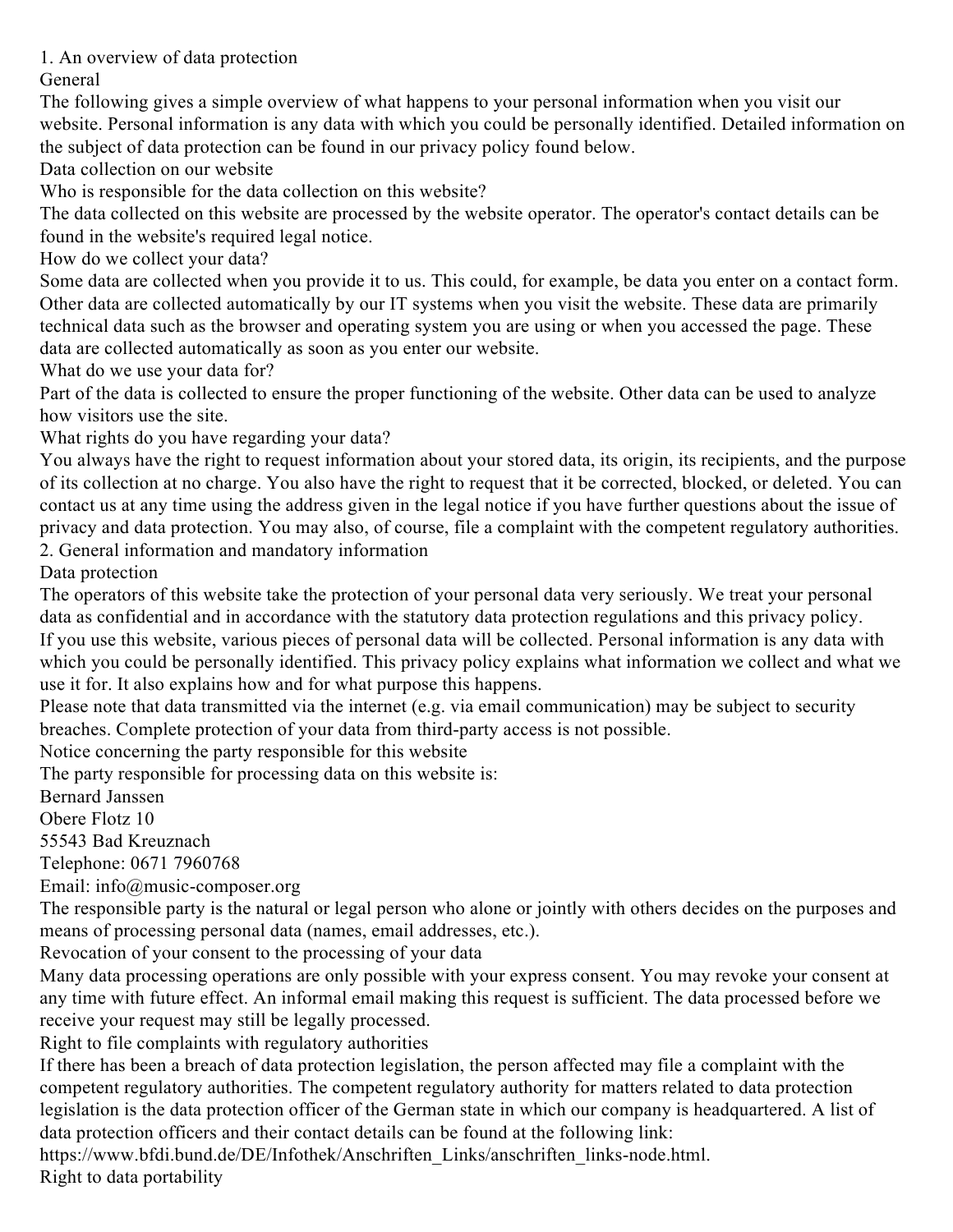# 1. An overview of data protection

## General

The following gives a simple overview of what happens to your personal information when you visit our website. Personal information is any data with which you could be personally identified. Detailed information on the subject of data protection can be found in our privacy policy found below.

## Data collection on our website

### Who is responsible for the data collection on this website?

The data collected on this website are processed by the website operator. The operator's contact details can be found in the website's required legal notice.

### How do we collect your data?

Some data are collected when you provide it to us. This could, for example, be data you enter on a contact form. Other data are collected automatically by our IT systems when you visit the website. These data are primarily technical data such as the browser and operating system you are using or when you accessed the page. These data are collected automatically as soon as you enter our website.

### What do we use your data for?

Part of the data is collected to ensure the proper functioning of the website. Other data can be used to analyze how visitors use the site.

### What rights do you have regarding your data?

You always have the right to request information about your stored data, its origin, its recipients, and the purpose of its collection at no charge. You also have the right to request that it be corrected, blocked, or deleted. You can contact us at any time using the address given in the legal notice if you have further questions about the issue of privacy and data protection. You may also, of course, file a complaint with the competent regulatory authorities.

# 2. General information and mandatory information

## Data protection

The operators of this website take the protection of your personal data very seriously. We treat your personal data as confidential and in accordance with the statutory data protection regulations and this privacy policy.

If you use this website, various pieces of personal data will be collected. Personal information is any data with which you could be personally identified. This privacy policy explains what information we collect and what we use it for. It also explains how and for what purpose this happens.

Please note that data transmitted via the internet (e.g. via email communication) may be subject to security breaches. Complete protection of your data from third-party access is not possible.

## Notice concerning the party responsible for this website

The party responsible for processing data on this website is:

Bernard Janssen
Obere Flotz 10
55543 Bad Kreuznach
Telephone: 0671 7960768
Email: info@music-composer.org

The responsible party is the natural or legal person who alone or jointly with others decides on the purposes and means of processing personal data (names, email addresses, etc.).

## Revocation of your consent to the processing of your data

Many data processing operations are only possible with your express consent. You may revoke your consent at any time with future effect. An informal email making this request is sufficient. The data processed before we receive your request may still be legally processed.

## Right to file complaints with regulatory authorities

If there has been a breach of data protection legislation, the person affected may file a complaint with the competent regulatory authorities. The competent regulatory authority for matters related to data protection legislation is the data protection officer of the German state in which our company is headquartered. A list of data protection officers and their contact details can be found at the following link: https://www.bfdi.bund.de/DE/Infothek/Anschriften_Links/anschriften_links-node.html.

## Right to data portability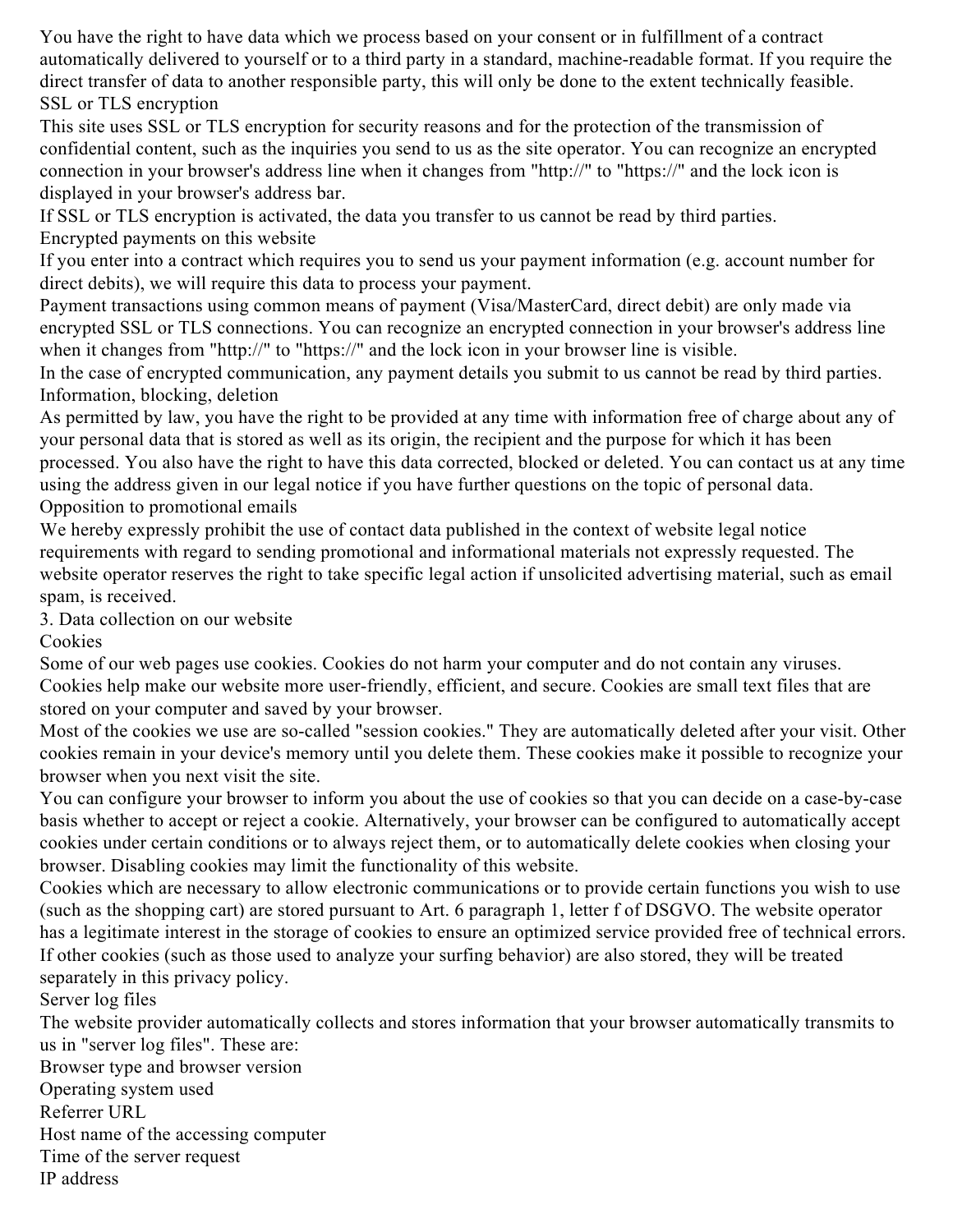You have the right to have data which we process based on your consent or in fulfillment of a contract automatically delivered to yourself or to a third party in a standard, machine-readable format. If you require the direct transfer of data to another responsible party, this will only be done to the extent technically feasible.

### SSL or TLS encryption

This site uses SSL or TLS encryption for security reasons and for the protection of the transmission of confidential content, such as the inquiries you send to us as the site operator. You can recognize an encrypted connection in your browser's address line when it changes from "http://" to "https://" and the lock icon is displayed in your browser's address bar.

If SSL or TLS encryption is activated, the data you transfer to us cannot be read by third parties.

### Encrypted payments on this website

If you enter into a contract which requires you to send us your payment information (e.g. account number for direct debits), we will require this data to process your payment.

Payment transactions using common means of payment (Visa/MasterCard, direct debit) are only made via encrypted SSL or TLS connections. You can recognize an encrypted connection in your browser's address line when it changes from "http://" to "https://" and the lock icon in your browser line is visible.

In the case of encrypted communication, any payment details you submit to us cannot be read by third parties.

### Information, blocking, deletion

As permitted by law, you have the right to be provided at any time with information free of charge about any of your personal data that is stored as well as its origin, the recipient and the purpose for which it has been processed. You also have the right to have this data corrected, blocked or deleted. You can contact us at any time using the address given in our legal notice if you have further questions on the topic of personal data.

### Opposition to promotional emails

We hereby expressly prohibit the use of contact data published in the context of website legal notice requirements with regard to sending promotional and informational materials not expressly requested. The website operator reserves the right to take specific legal action if unsolicited advertising material, such as email spam, is received.

## 3. Data collection on our website

### Cookies

Some of our web pages use cookies. Cookies do not harm your computer and do not contain any viruses. Cookies help make our website more user-friendly, efficient, and secure. Cookies are small text files that are stored on your computer and saved by your browser.

Most of the cookies we use are so-called "session cookies." They are automatically deleted after your visit. Other cookies remain in your device's memory until you delete them. These cookies make it possible to recognize your browser when you next visit the site.

You can configure your browser to inform you about the use of cookies so that you can decide on a case-by-case basis whether to accept or reject a cookie. Alternatively, your browser can be configured to automatically accept cookies under certain conditions or to always reject them, or to automatically delete cookies when closing your browser. Disabling cookies may limit the functionality of this website.

Cookies which are necessary to allow electronic communications or to provide certain functions you wish to use (such as the shopping cart) are stored pursuant to Art. 6 paragraph 1, letter f of DSGVO. The website operator has a legitimate interest in the storage of cookies to ensure an optimized service provided free of technical errors. If other cookies (such as those used to analyze your surfing behavior) are also stored, they will be treated separately in this privacy policy.

### Server log files

The website provider automatically collects and stores information that your browser automatically transmits to us in "server log files". These are:

- Browser type and browser version
- Operating system used
- Referrer URL
- Host name of the accessing computer
- Time of the server request
- IP address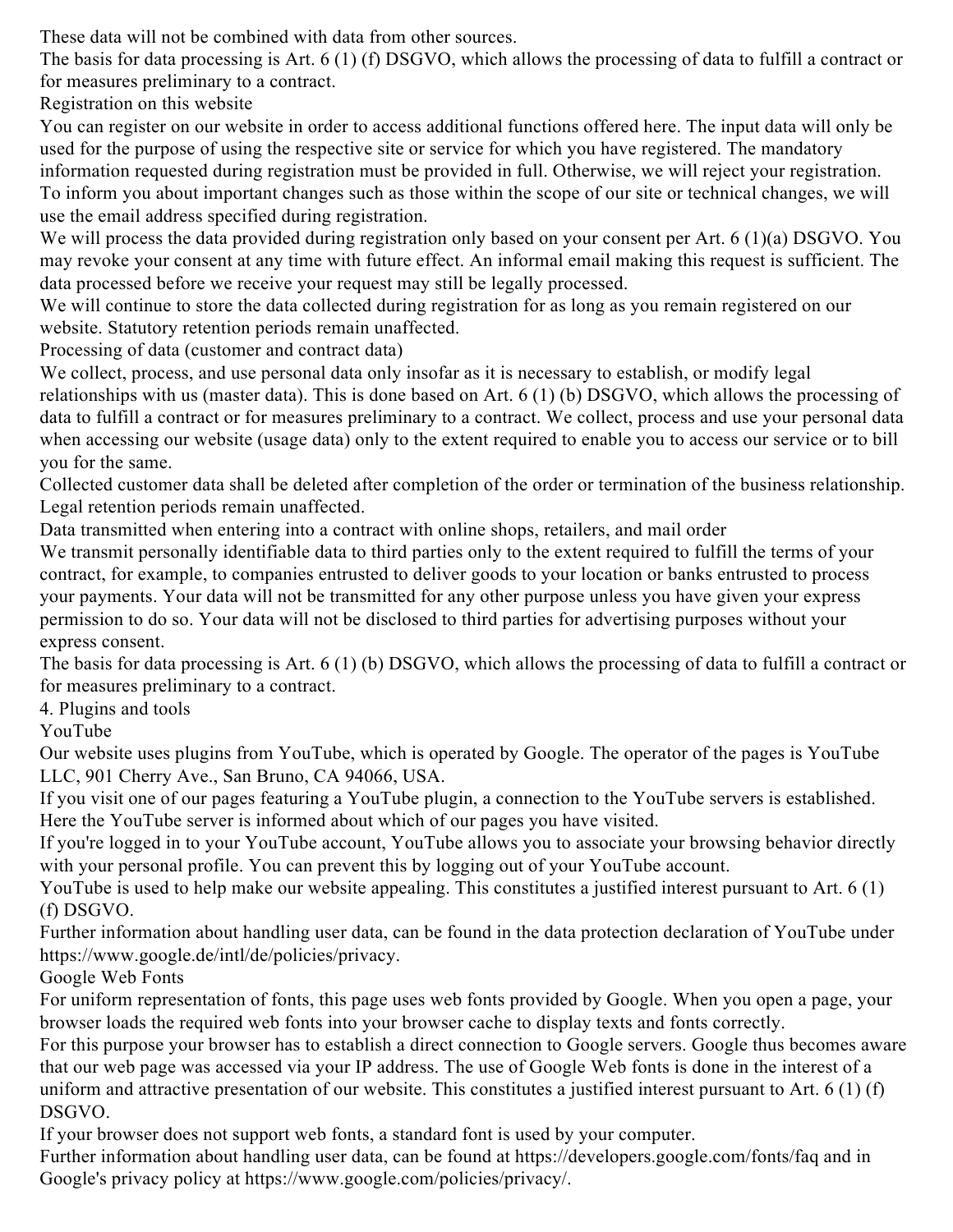These data will not be combined with data from other sources.

The basis for data processing is Art. 6 (1) (f) DSGVO, which allows the processing of data to fulfill a contract or for measures preliminary to a contract.

### Registration on this website

You can register on our website in order to access additional functions offered here. The input data will only be used for the purpose of using the respective site or service for which you have registered. The mandatory information requested during registration must be provided in full. Otherwise, we will reject your registration.

To inform you about important changes such as those within the scope of our site or technical changes, we will use the email address specified during registration.

We will process the data provided during registration only based on your consent per Art. 6 (1)(a) DSGVO. You may revoke your consent at any time with future effect. An informal email making this request is sufficient. The data processed before we receive your request may still be legally processed.

We will continue to store the data collected during registration for as long as you remain registered on our website. Statutory retention periods remain unaffected.

### Processing of data (customer and contract data)

We collect, process, and use personal data only insofar as it is necessary to establish, or modify legal relationships with us (master data). This is done based on Art. 6 (1) (b) DSGVO, which allows the processing of data to fulfill a contract or for measures preliminary to a contract. We collect, process and use your personal data when accessing our website (usage data) only to the extent required to enable you to access our service or to bill you for the same.

Collected customer data shall be deleted after completion of the order or termination of the business relationship. Legal retention periods remain unaffected.

### Data transmitted when entering into a contract with online shops, retailers, and mail order

We transmit personally identifiable data to third parties only to the extent required to fulfill the terms of your contract, for example, to companies entrusted to deliver goods to your location or banks entrusted to process your payments. Your data will not be transmitted for any other purpose unless you have given your express permission to do so. Your data will not be disclosed to third parties for advertising purposes without your express consent.

The basis for data processing is Art. 6 (1) (b) DSGVO, which allows the processing of data to fulfill a contract or for measures preliminary to a contract.

## 4. Plugins and tools

### YouTube

Our website uses plugins from YouTube, which is operated by Google. The operator of the pages is YouTube LLC, 901 Cherry Ave., San Bruno, CA 94066, USA.

If you visit one of our pages featuring a YouTube plugin, a connection to the YouTube servers is established. Here the YouTube server is informed about which of our pages you have visited.

If you're logged in to your YouTube account, YouTube allows you to associate your browsing behavior directly with your personal profile. You can prevent this by logging out of your YouTube account.

YouTube is used to help make our website appealing. This constitutes a justified interest pursuant to Art. 6 (1) (f) DSGVO.

Further information about handling user data, can be found in the data protection declaration of YouTube under https://www.google.de/intl/de/policies/privacy.

### Google Web Fonts

For uniform representation of fonts, this page uses web fonts provided by Google. When you open a page, your browser loads the required web fonts into your browser cache to display texts and fonts correctly.

For this purpose your browser has to establish a direct connection to Google servers. Google thus becomes aware that our web page was accessed via your IP address. The use of Google Web fonts is done in the interest of a uniform and attractive presentation of our website. This constitutes a justified interest pursuant to Art. 6 (1) (f) DSGVO.

If your browser does not support web fonts, a standard font is used by your computer.

Further information about handling user data, can be found at https://developers.google.com/fonts/faq and in Google's privacy policy at https://www.google.com/policies/privacy/.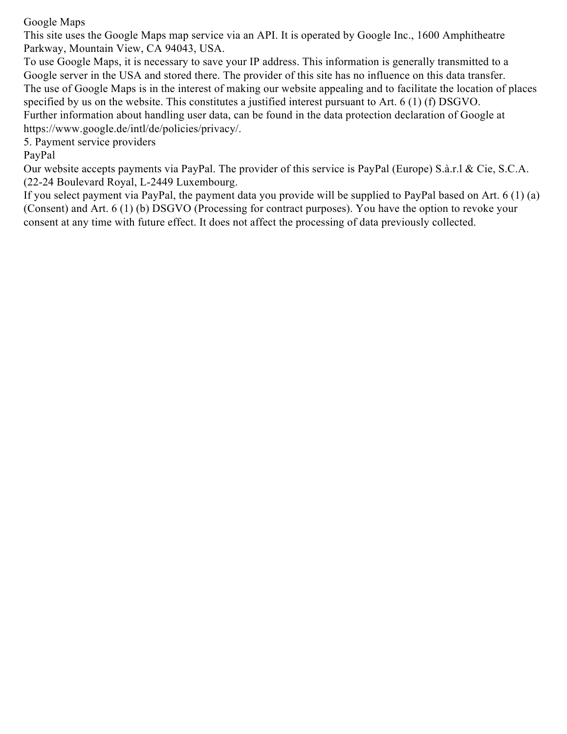### Google Maps

This site uses the Google Maps map service via an API. It is operated by Google Inc., 1600 Amphitheatre Parkway, Mountain View, CA 94043, USA.

To use Google Maps, it is necessary to save your IP address. This information is generally transmitted to a Google server in the USA and stored there. The provider of this site has no influence on this data transfer.

The use of Google Maps is in the interest of making our website appealing and to facilitate the location of places specified by us on the website. This constitutes a justified interest pursuant to Art. 6 (1) (f) DSGVO.

Further information about handling user data, can be found in the data protection declaration of Google at https://www.google.de/intl/de/policies/privacy/.

## 5. Payment service providers

### PayPal

Our website accepts payments via PayPal. The provider of this service is PayPal (Europe) S.à.r.l & Cie, S.C.A. (22-24 Boulevard Royal, L-2449 Luxembourg.

If you select payment via PayPal, the payment data you provide will be supplied to PayPal based on Art. 6 (1) (a) (Consent) and Art. 6 (1) (b) DSGVO (Processing for contract purposes). You have the option to revoke your consent at any time with future effect. It does not affect the processing of data previously collected.